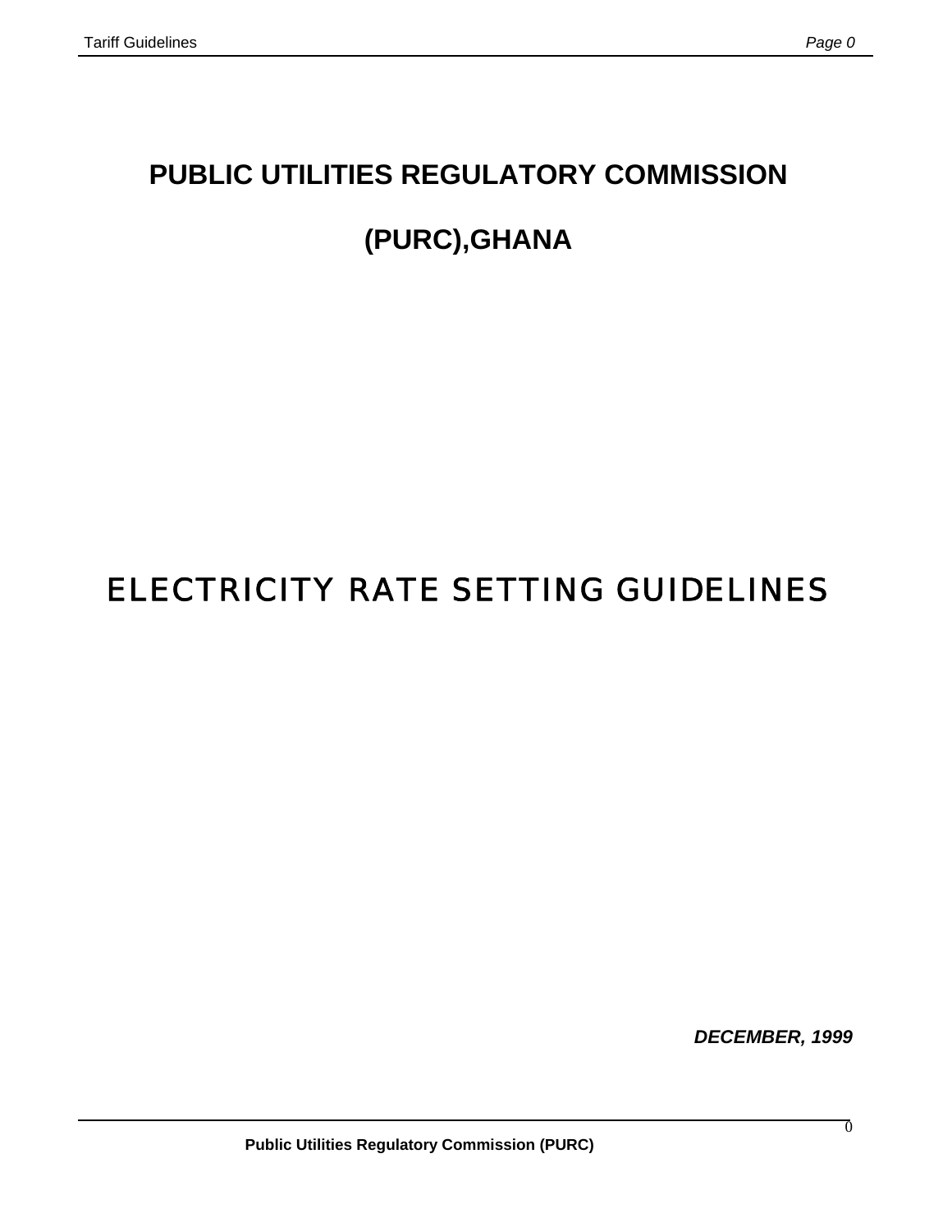# PUBLIC UTILITIES REGULATORY COMMISSION

# (PURC),GHANA

# ELECTRICITY RATE SETTING GUIDELINES

***DECEMBER, 1999***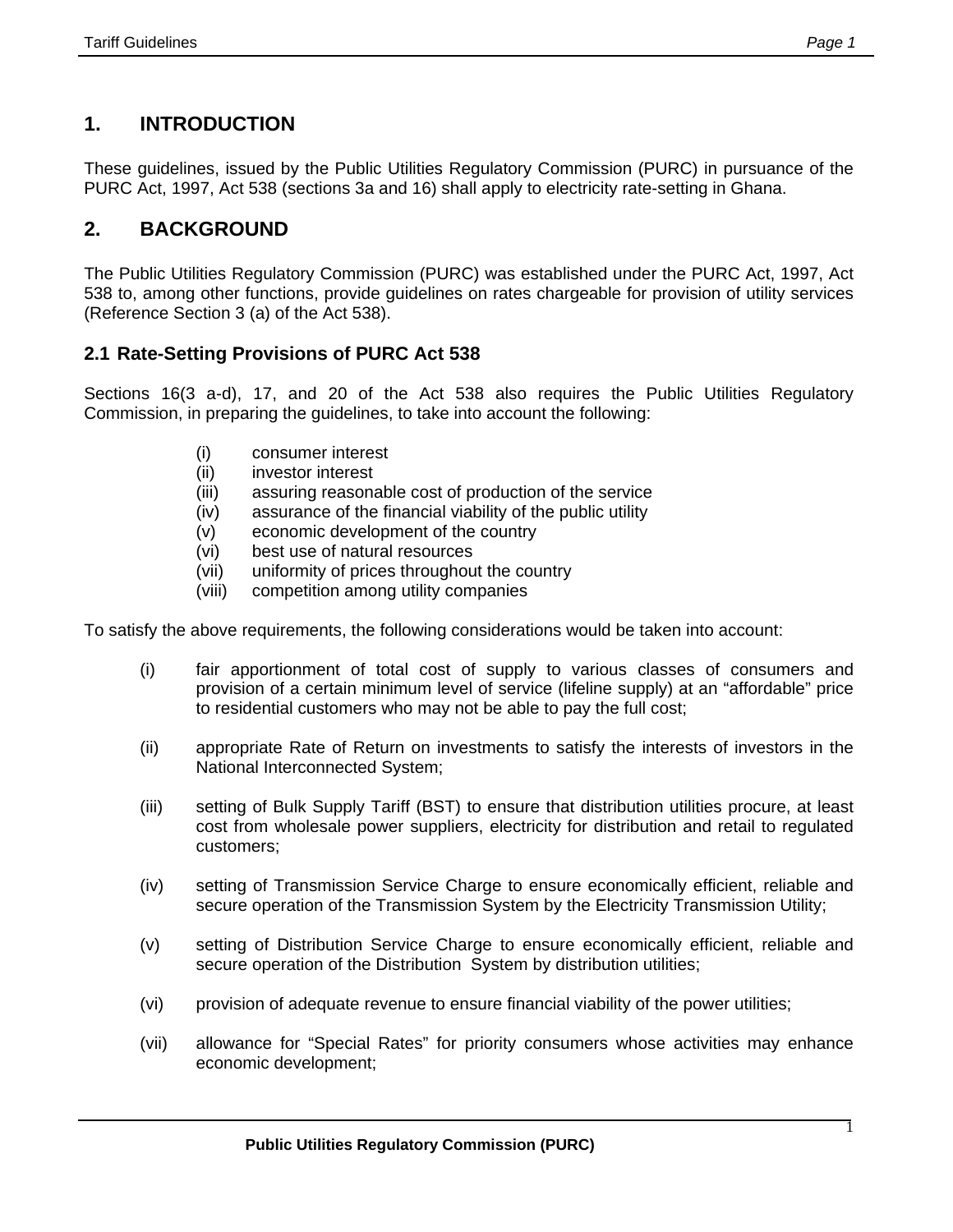# 1. INTRODUCTION

These guidelines, issued by the Public Utilities Regulatory Commission (PURC) in pursuance of the PURC Act, 1997, Act 538 (sections 3a and 16) shall apply to electricity rate-setting in Ghana.

# 2. BACKGROUND

The Public Utilities Regulatory Commission (PURC) was established under the PURC Act, 1997, Act 538 to, among other functions, provide guidelines on rates chargeable for provision of utility services (Reference Section 3 (a) of the Act 538).

## 2.1 Rate-Setting Provisions of PURC Act 538

Sections 16(3 a-d), 17, and 20 of the Act 538 also requires the Public Utilities Regulatory Commission, in preparing the guidelines, to take into account the following:

- (i) consumer interest
- (ii) investor interest
- (iii) assuring reasonable cost of production of the service
- (iv) assurance of the financial viability of the public utility
- (v) economic development of the country
- (vi) best use of natural resources
- (vii) uniformity of prices throughout the country
- (viii) competition among utility companies

To satisfy the above requirements, the following considerations would be taken into account:

- (i) fair apportionment of total cost of supply to various classes of consumers and provision of a certain minimum level of service (lifeline supply) at an "affordable" price to residential customers who may not be able to pay the full cost;

- (ii) appropriate Rate of Return on investments to satisfy the interests of investors in the National Interconnected System;

- (iii) setting of Bulk Supply Tariff (BST) to ensure that distribution utilities procure, at least cost from wholesale power suppliers, electricity for distribution and retail to regulated customers;

- (iv) setting of Transmission Service Charge to ensure economically efficient, reliable and secure operation of the Transmission System by the Electricity Transmission Utility;

- (v) setting of Distribution Service Charge to ensure economically efficient, reliable and secure operation of the Distribution System by distribution utilities;

- (vi) provision of adequate revenue to ensure financial viability of the power utilities;

- (vii) allowance for "Special Rates" for priority consumers whose activities may enhance economic development;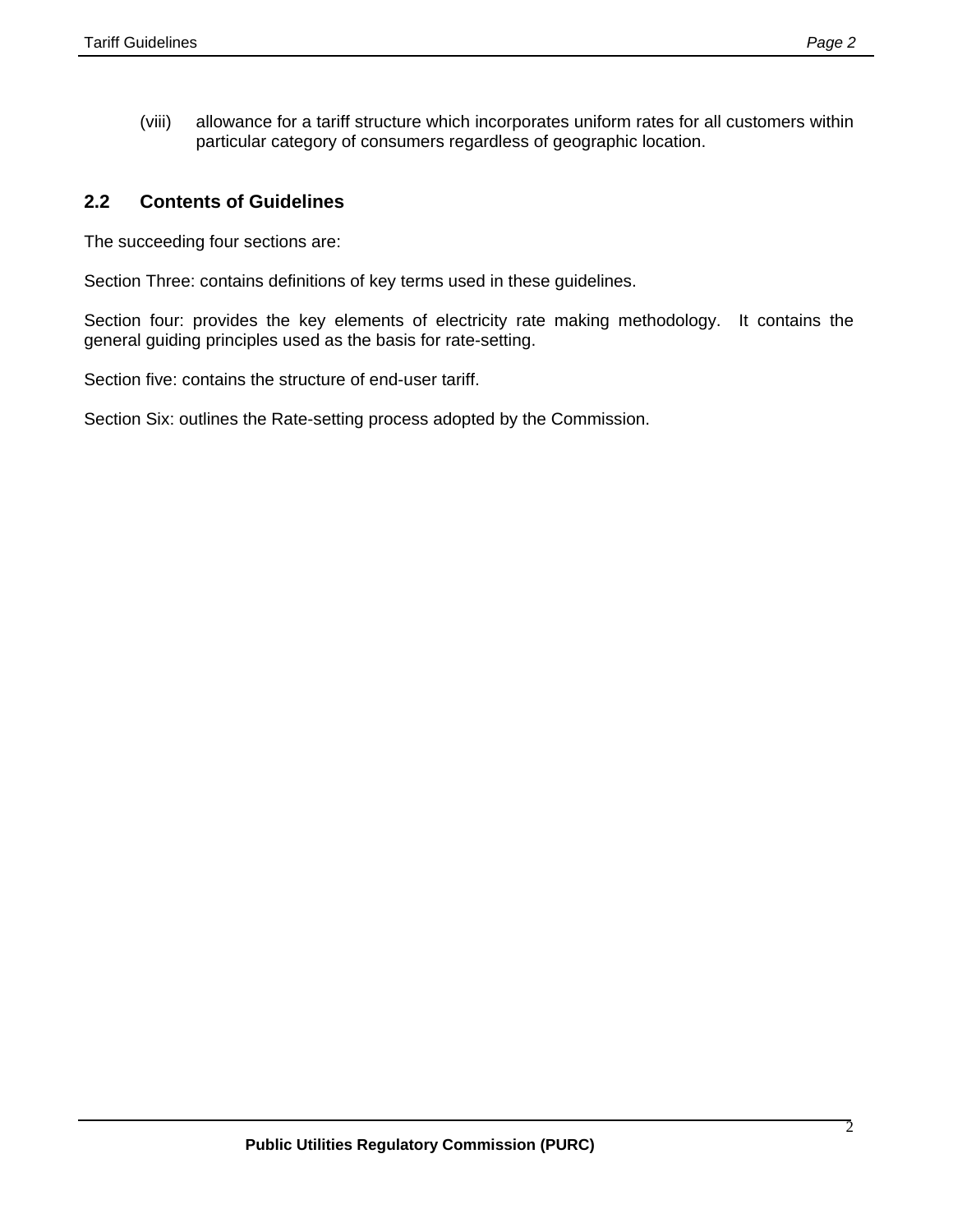(viii) allowance for a tariff structure which incorporates uniform rates for all customers within particular category of consumers regardless of geographic location.

## 2.2 Contents of Guidelines

The succeeding four sections are:

Section Three: contains definitions of key terms used in these guidelines.

Section four: provides the key elements of electricity rate making methodology. It contains the general guiding principles used as the basis for rate-setting.

Section five: contains the structure of end-user tariff.

Section Six: outlines the Rate-setting process adopted by the Commission.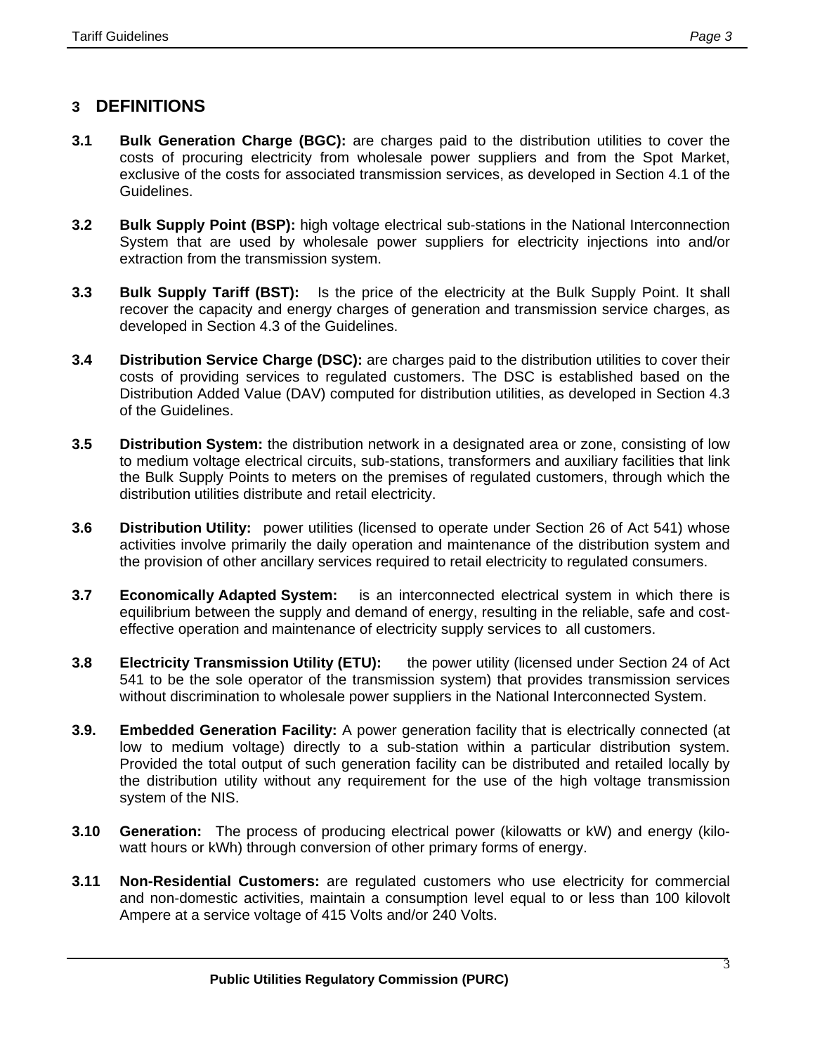## 3 DEFINITIONS

**3.1 Bulk Generation Charge (BGC):** are charges paid to the distribution utilities to cover the costs of procuring electricity from wholesale power suppliers and from the Spot Market, exclusive of the costs for associated transmission services, as developed in Section 4.1 of the Guidelines.

**3.2 Bulk Supply Point (BSP):** high voltage electrical sub-stations in the National Interconnection System that are used by wholesale power suppliers for electricity injections into and/or extraction from the transmission system.

**3.3 Bulk Supply Tariff (BST):** Is the price of the electricity at the Bulk Supply Point. It shall recover the capacity and energy charges of generation and transmission service charges, as developed in Section 4.3 of the Guidelines.

**3.4 Distribution Service Charge (DSC):** are charges paid to the distribution utilities to cover their costs of providing services to regulated customers. The DSC is established based on the Distribution Added Value (DAV) computed for distribution utilities, as developed in Section 4.3 of the Guidelines.

**3.5 Distribution System:** the distribution network in a designated area or zone, consisting of low to medium voltage electrical circuits, sub-stations, transformers and auxiliary facilities that link the Bulk Supply Points to meters on the premises of regulated customers, through which the distribution utilities distribute and retail electricity.

**3.6 Distribution Utility:** power utilities (licensed to operate under Section 26 of Act 541) whose activities involve primarily the daily operation and maintenance of the distribution system and the provision of other ancillary services required to retail electricity to regulated consumers.

**3.7 Economically Adapted System:** is an interconnected electrical system in which there is equilibrium between the supply and demand of energy, resulting in the reliable, safe and cost-effective operation and maintenance of electricity supply services to all customers.

**3.8 Electricity Transmission Utility (ETU):** the power utility (licensed under Section 24 of Act 541 to be the sole operator of the transmission system) that provides transmission services without discrimination to wholesale power suppliers in the National Interconnected System.

**3.9. Embedded Generation Facility:** A power generation facility that is electrically connected (at low to medium voltage) directly to a sub-station within a particular distribution system. Provided the total output of such generation facility can be distributed and retailed locally by the distribution utility without any requirement for the use of the high voltage transmission system of the NIS.

**3.10 Generation:** The process of producing electrical power (kilowatts or kW) and energy (kilo-watt hours or kWh) through conversion of other primary forms of energy.

**3.11 Non-Residential Customers:** are regulated customers who use electricity for commercial and non-domestic activities, maintain a consumption level equal to or less than 100 kilovolt Ampere at a service voltage of 415 Volts and/or 240 Volts.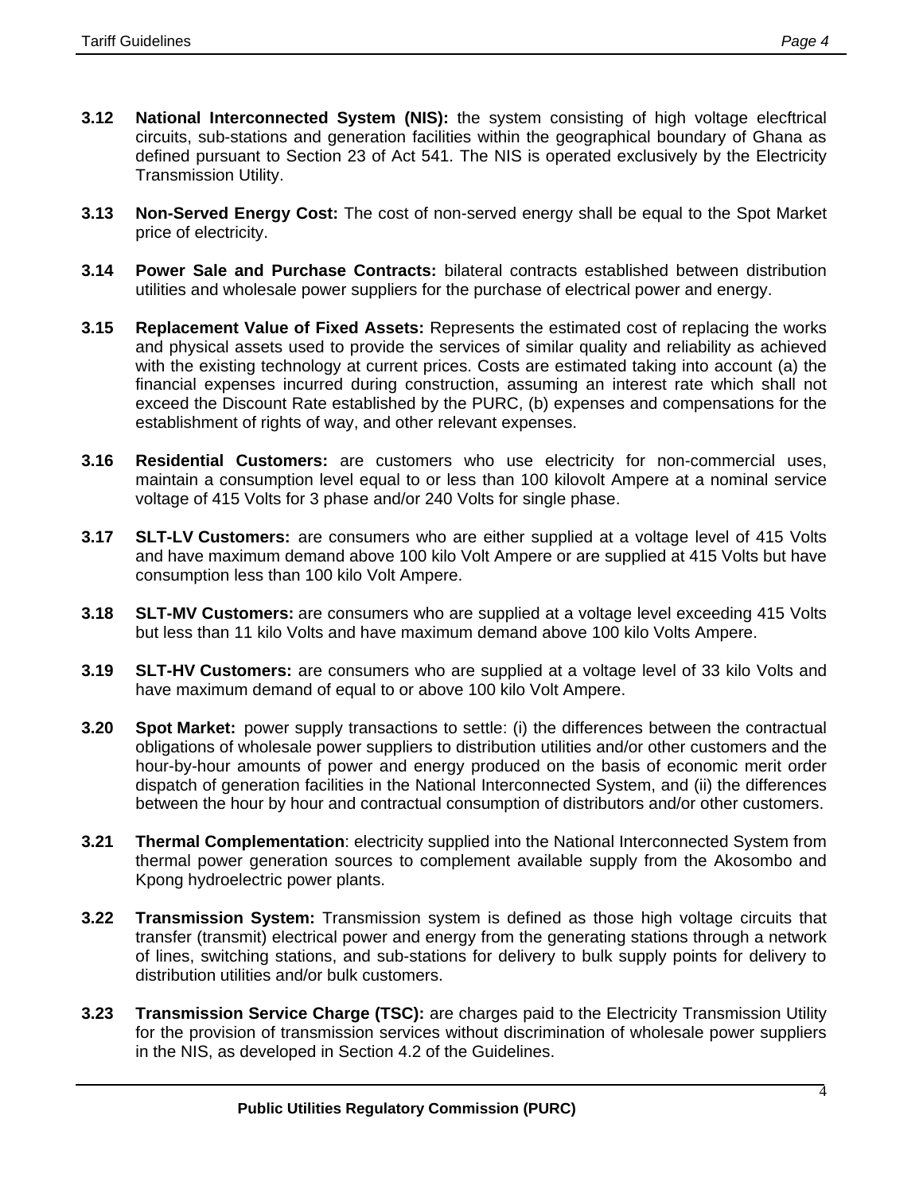**3.12 National Interconnected System (NIS):** the system consisting of high voltage elecftrical circuits, sub-stations and generation facilities within the geographical boundary of Ghana as defined pursuant to Section 23 of Act 541. The NIS is operated exclusively by the Electricity Transmission Utility.

**3.13 Non-Served Energy Cost:** The cost of non-served energy shall be equal to the Spot Market price of electricity.

**3.14 Power Sale and Purchase Contracts:** bilateral contracts established between distribution utilities and wholesale power suppliers for the purchase of electrical power and energy.

**3.15 Replacement Value of Fixed Assets:** Represents the estimated cost of replacing the works and physical assets used to provide the services of similar quality and reliability as achieved with the existing technology at current prices. Costs are estimated taking into account (a) the financial expenses incurred during construction, assuming an interest rate which shall not exceed the Discount Rate established by the PURC, (b) expenses and compensations for the establishment of rights of way, and other relevant expenses.

**3.16 Residential Customers:** are customers who use electricity for non-commercial uses, maintain a consumption level equal to or less than 100 kilovolt Ampere at a nominal service voltage of 415 Volts for 3 phase and/or 240 Volts for single phase.

**3.17 SLT-LV Customers:** are consumers who are either supplied at a voltage level of 415 Volts and have maximum demand above 100 kilo Volt Ampere or are supplied at 415 Volts but have consumption less than 100 kilo Volt Ampere.

**3.18 SLT-MV Customers:** are consumers who are supplied at a voltage level exceeding 415 Volts but less than 11 kilo Volts and have maximum demand above 100 kilo Volts Ampere.

**3.19 SLT-HV Customers:** are consumers who are supplied at a voltage level of 33 kilo Volts and have maximum demand of equal to or above 100 kilo Volt Ampere.

**3.20 Spot Market:** power supply transactions to settle: (i) the differences between the contractual obligations of wholesale power suppliers to distribution utilities and/or other customers and the hour-by-hour amounts of power and energy produced on the basis of economic merit order dispatch of generation facilities in the National Interconnected System, and (ii) the differences between the hour by hour and contractual consumption of distributors and/or other customers.

**3.21 Thermal Complementation**: electricity supplied into the National Interconnected System from thermal power generation sources to complement available supply from the Akosombo and Kpong hydroelectric power plants.

**3.22 Transmission System:** Transmission system is defined as those high voltage circuits that transfer (transmit) electrical power and energy from the generating stations through a network of lines, switching stations, and sub-stations for delivery to bulk supply points for delivery to distribution utilities and/or bulk customers.

**3.23 Transmission Service Charge (TSC):** are charges paid to the Electricity Transmission Utility for the provision of transmission services without discrimination of wholesale power suppliers in the NIS, as developed in Section 4.2 of the Guidelines.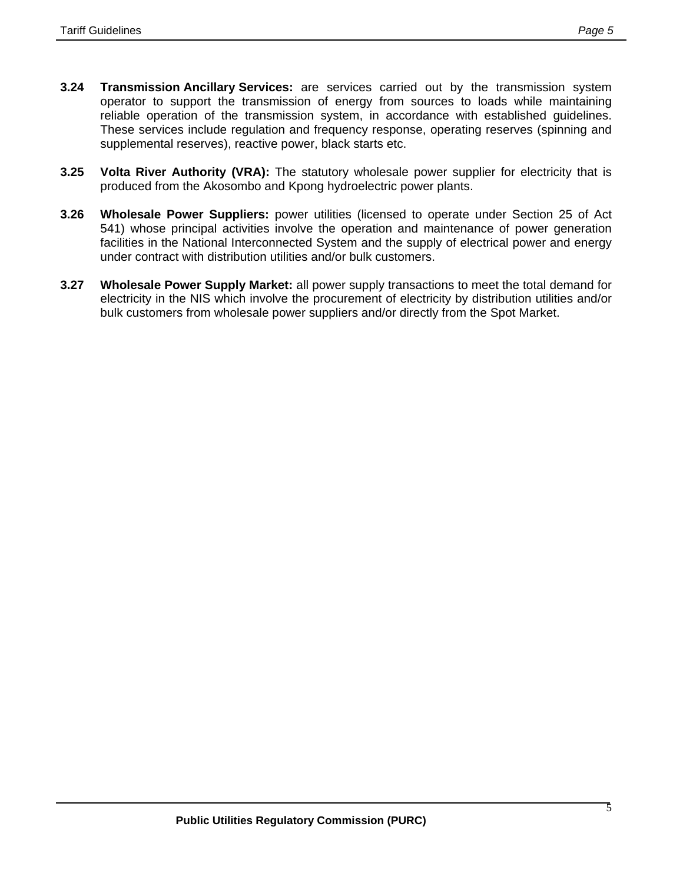**3.24 Transmission Ancillary Services:** are services carried out by the transmission system operator to support the transmission of energy from sources to loads while maintaining reliable operation of the transmission system, in accordance with established guidelines. These services include regulation and frequency response, operating reserves (spinning and supplemental reserves), reactive power, black starts etc.

**3.25 Volta River Authority (VRA):** The statutory wholesale power supplier for electricity that is produced from the Akosombo and Kpong hydroelectric power plants.

**3.26 Wholesale Power Suppliers:** power utilities (licensed to operate under Section 25 of Act 541) whose principal activities involve the operation and maintenance of power generation facilities in the National Interconnected System and the supply of electrical power and energy under contract with distribution utilities and/or bulk customers.

**3.27 Wholesale Power Supply Market:** all power supply transactions to meet the total demand for electricity in the NIS which involve the procurement of electricity by distribution utilities and/or bulk customers from wholesale power suppliers and/or directly from the Spot Market.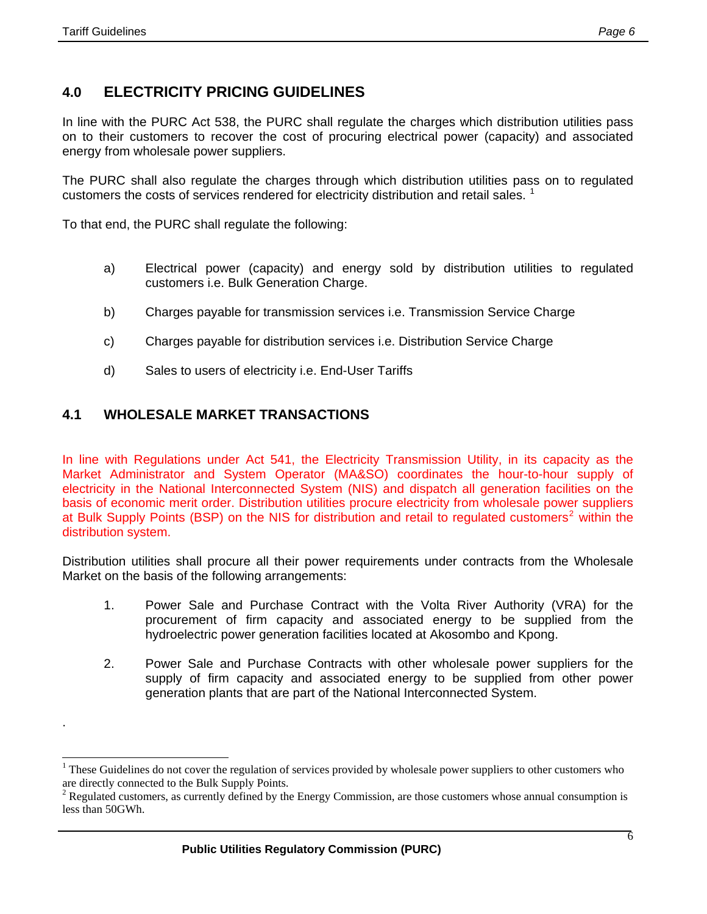## 4.0 ELECTRICITY PRICING GUIDELINES

In line with the PURC Act 538, the PURC shall regulate the charges which distribution utilities pass on to their customers to recover the cost of procuring electrical power (capacity) and associated energy from wholesale power suppliers.

The PURC shall also regulate the charges through which distribution utilities pass on to regulated customers the costs of services rendered for electricity distribution and retail sales. [1]

To that end, the PURC shall regulate the following:

a) Electrical power (capacity) and energy sold by distribution utilities to regulated customers i.e. Bulk Generation Charge.

b) Charges payable for transmission services i.e. Transmission Service Charge

c) Charges payable for distribution services i.e. Distribution Service Charge

d) Sales to users of electricity i.e. End-User Tariffs

## 4.1 WHOLESALE MARKET TRANSACTIONS

In line with Regulations under Act 541, the Electricity Transmission Utility, in its capacity as the Market Administrator and System Operator (MA&SO) coordinates the hour-to-hour supply of electricity in the National Interconnected System (NIS) and dispatch all generation facilities on the basis of economic merit order. Distribution utilities procure electricity from wholesale power suppliers at Bulk Supply Points (BSP) on the NIS for distribution and retail to regulated customers[2] within the distribution system.

Distribution utilities shall procure all their power requirements under contracts from the Wholesale Market on the basis of the following arrangements:

1. Power Sale and Purchase Contract with the Volta River Authority (VRA) for the procurement of firm capacity and associated energy to be supplied from the hydroelectric power generation facilities located at Akosombo and Kpong.

2. Power Sale and Purchase Contracts with other wholesale power suppliers for the supply of firm capacity and associated energy to be supplied from other power generation plants that are part of the National Interconnected System.

.

---

[1] These Guidelines do not cover the regulation of services provided by wholesale power suppliers to other customers who are directly connected to the Bulk Supply Points.

[2] Regulated customers, as currently defined by the Energy Commission, are those customers whose annual consumption is less than 50GWh.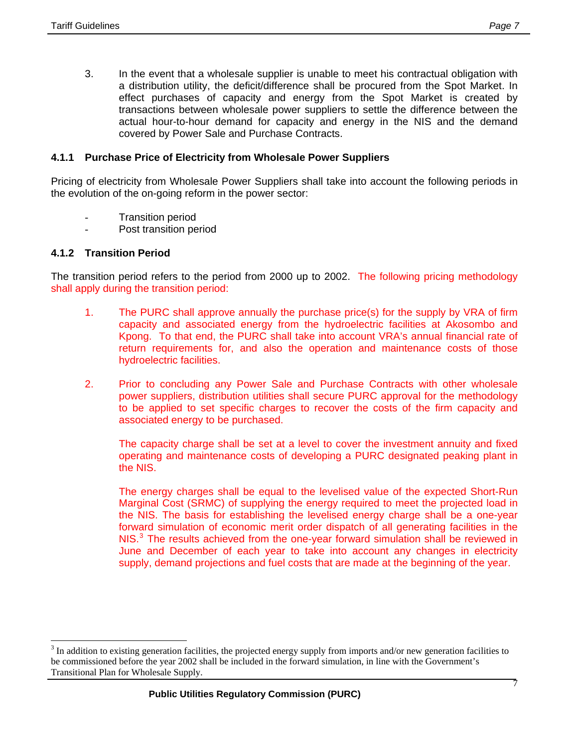3. In the event that a wholesale supplier is unable to meet his contractual obligation with a distribution utility, the deficit/difference shall be procured from the Spot Market. In effect purchases of capacity and energy from the Spot Market is created by transactions between wholesale power suppliers to settle the difference between the actual hour-to-hour demand for capacity and energy in the NIS and the demand covered by Power Sale and Purchase Contracts.

### 4.1.1 Purchase Price of Electricity from Wholesale Power Suppliers

Pricing of electricity from Wholesale Power Suppliers shall take into account the following periods in the evolution of the on-going reform in the power sector:

- Transition period
- Post transition period

### 4.1.2 Transition Period

The transition period refers to the period from 2000 up to 2002. The following pricing methodology shall apply during the transition period:

1. The PURC shall approve annually the purchase price(s) for the supply by VRA of firm capacity and associated energy from the hydroelectric facilities at Akosombo and Kpong. To that end, the PURC shall take into account VRA's annual financial rate of return requirements for, and also the operation and maintenance costs of those hydroelectric facilities.

2. Prior to concluding any Power Sale and Purchase Contracts with other wholesale power suppliers, distribution utilities shall secure PURC approval for the methodology to be applied to set specific charges to recover the costs of the firm capacity and associated energy to be purchased.

   The capacity charge shall be set at a level to cover the investment annuity and fixed operating and maintenance costs of developing a PURC designated peaking plant in the NIS.

   The energy charges shall be equal to the levelised value of the expected Short-Run Marginal Cost (SRMC) of supplying the energy required to meet the projected load in the NIS. The basis for establishing the levelised energy charge shall be a one-year forward simulation of economic merit order dispatch of all generating facilities in the NIS.[3] The results achieved from the one-year forward simulation shall be reviewed in June and December of each year to take into account any changes in electricity supply, demand projections and fuel costs that are made at the beginning of the year.

---

[3] In addition to existing generation facilities, the projected energy supply from imports and/or new generation facilities to be commissioned before the year 2002 shall be included in the forward simulation, in line with the Government's Transitional Plan for Wholesale Supply.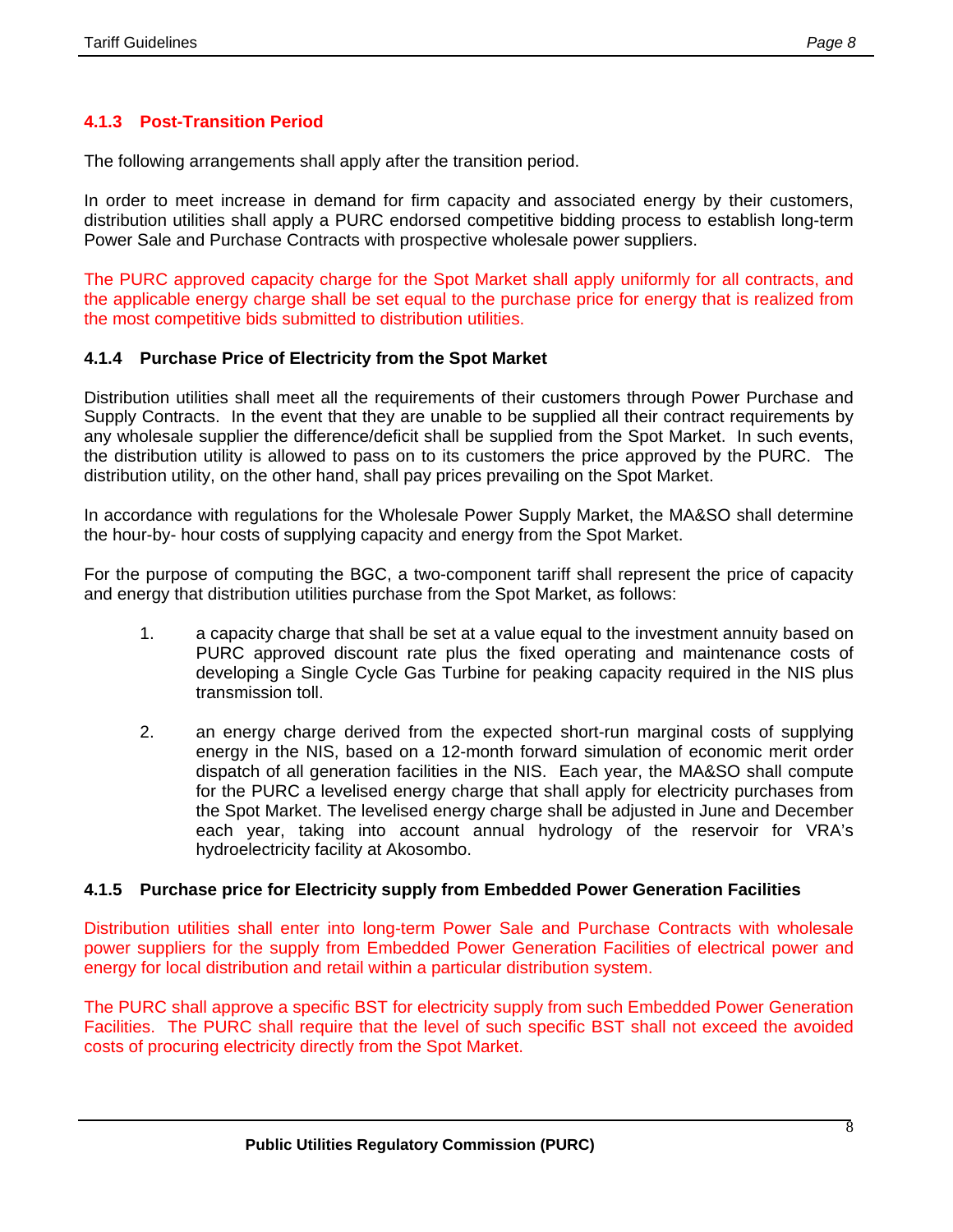#### 4.1.3 Post-Transition Period

The following arrangements shall apply after the transition period.

In order to meet increase in demand for firm capacity and associated energy by their customers, distribution utilities shall apply a PURC endorsed competitive bidding process to establish long-term Power Sale and Purchase Contracts with prospective wholesale power suppliers.

The PURC approved capacity charge for the Spot Market shall apply uniformly for all contracts, and the applicable energy charge shall be set equal to the purchase price for energy that is realized from the most competitive bids submitted to distribution utilities.

#### 4.1.4 Purchase Price of Electricity from the Spot Market

Distribution utilities shall meet all the requirements of their customers through Power Purchase and Supply Contracts. In the event that they are unable to be supplied all their contract requirements by any wholesale supplier the difference/deficit shall be supplied from the Spot Market. In such events, the distribution utility is allowed to pass on to its customers the price approved by the PURC. The distribution utility, on the other hand, shall pay prices prevailing on the Spot Market.

In accordance with regulations for the Wholesale Power Supply Market, the MA&SO shall determine the hour-by- hour costs of supplying capacity and energy from the Spot Market.

For the purpose of computing the BGC, a two-component tariff shall represent the price of capacity and energy that distribution utilities purchase from the Spot Market, as follows:

1. a capacity charge that shall be set at a value equal to the investment annuity based on PURC approved discount rate plus the fixed operating and maintenance costs of developing a Single Cycle Gas Turbine for peaking capacity required in the NIS plus transmission toll.

2. an energy charge derived from the expected short-run marginal costs of supplying energy in the NIS, based on a 12-month forward simulation of economic merit order dispatch of all generation facilities in the NIS. Each year, the MA&SO shall compute for the PURC a levelised energy charge that shall apply for electricity purchases from the Spot Market. The levelised energy charge shall be adjusted in June and December each year, taking into account annual hydrology of the reservoir for VRA's hydroelectricity facility at Akosombo.

#### 4.1.5 Purchase price for Electricity supply from Embedded Power Generation Facilities

Distribution utilities shall enter into long-term Power Sale and Purchase Contracts with wholesale power suppliers for the supply from Embedded Power Generation Facilities of electrical power and energy for local distribution and retail within a particular distribution system.

The PURC shall approve a specific BST for electricity supply from such Embedded Power Generation Facilities. The PURC shall require that the level of such specific BST shall not exceed the avoided costs of procuring electricity directly from the Spot Market.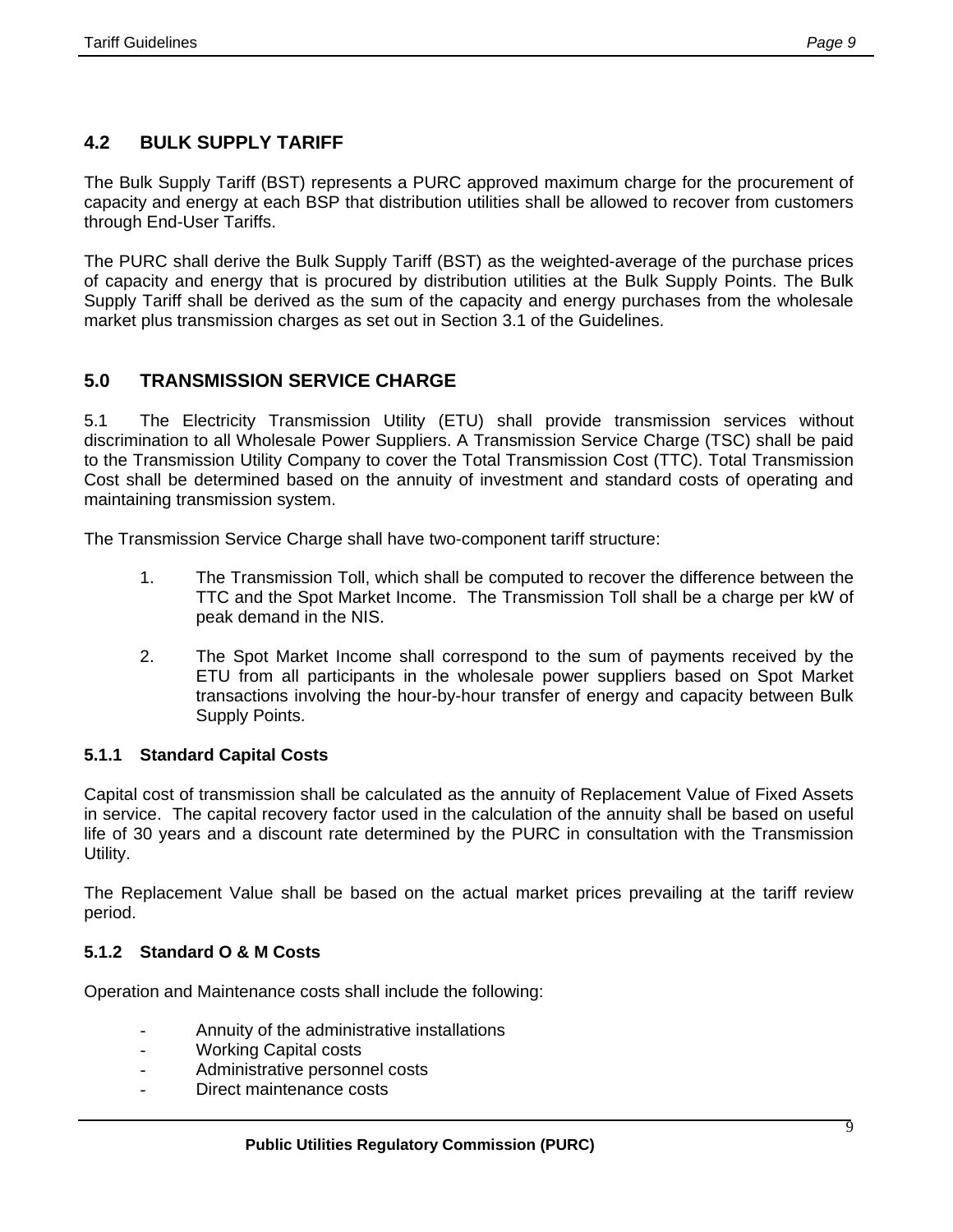## 4.2 BULK SUPPLY TARIFF

The Bulk Supply Tariff (BST) represents a PURC approved maximum charge for the procurement of capacity and energy at each BSP that distribution utilities shall be allowed to recover from customers through End-User Tariffs.

The PURC shall derive the Bulk Supply Tariff (BST) as the weighted-average of the purchase prices of capacity and energy that is procured by distribution utilities at the Bulk Supply Points. The Bulk Supply Tariff shall be derived as the sum of the capacity and energy purchases from the wholesale market plus transmission charges as set out in Section 3.1 of the Guidelines.

## 5.0 TRANSMISSION SERVICE CHARGE

5.1 The Electricity Transmission Utility (ETU) shall provide transmission services without discrimination to all Wholesale Power Suppliers. A Transmission Service Charge (TSC) shall be paid to the Transmission Utility Company to cover the Total Transmission Cost (TTC). Total Transmission Cost shall be determined based on the annuity of investment and standard costs of operating and maintaining transmission system.

The Transmission Service Charge shall have two-component tariff structure:

1. The Transmission Toll, which shall be computed to recover the difference between the TTC and the Spot Market Income. The Transmission Toll shall be a charge per kW of peak demand in the NIS.

2. The Spot Market Income shall correspond to the sum of payments received by the ETU from all participants in the wholesale power suppliers based on Spot Market transactions involving the hour-by-hour transfer of energy and capacity between Bulk Supply Points.

### 5.1.1 Standard Capital Costs

Capital cost of transmission shall be calculated as the annuity of Replacement Value of Fixed Assets in service. The capital recovery factor used in the calculation of the annuity shall be based on useful life of 30 years and a discount rate determined by the PURC in consultation with the Transmission Utility.

The Replacement Value shall be based on the actual market prices prevailing at the tariff review period.

### 5.1.2 Standard O & M Costs

Operation and Maintenance costs shall include the following:

- Annuity of the administrative installations
- Working Capital costs
- Administrative personnel costs
- Direct maintenance costs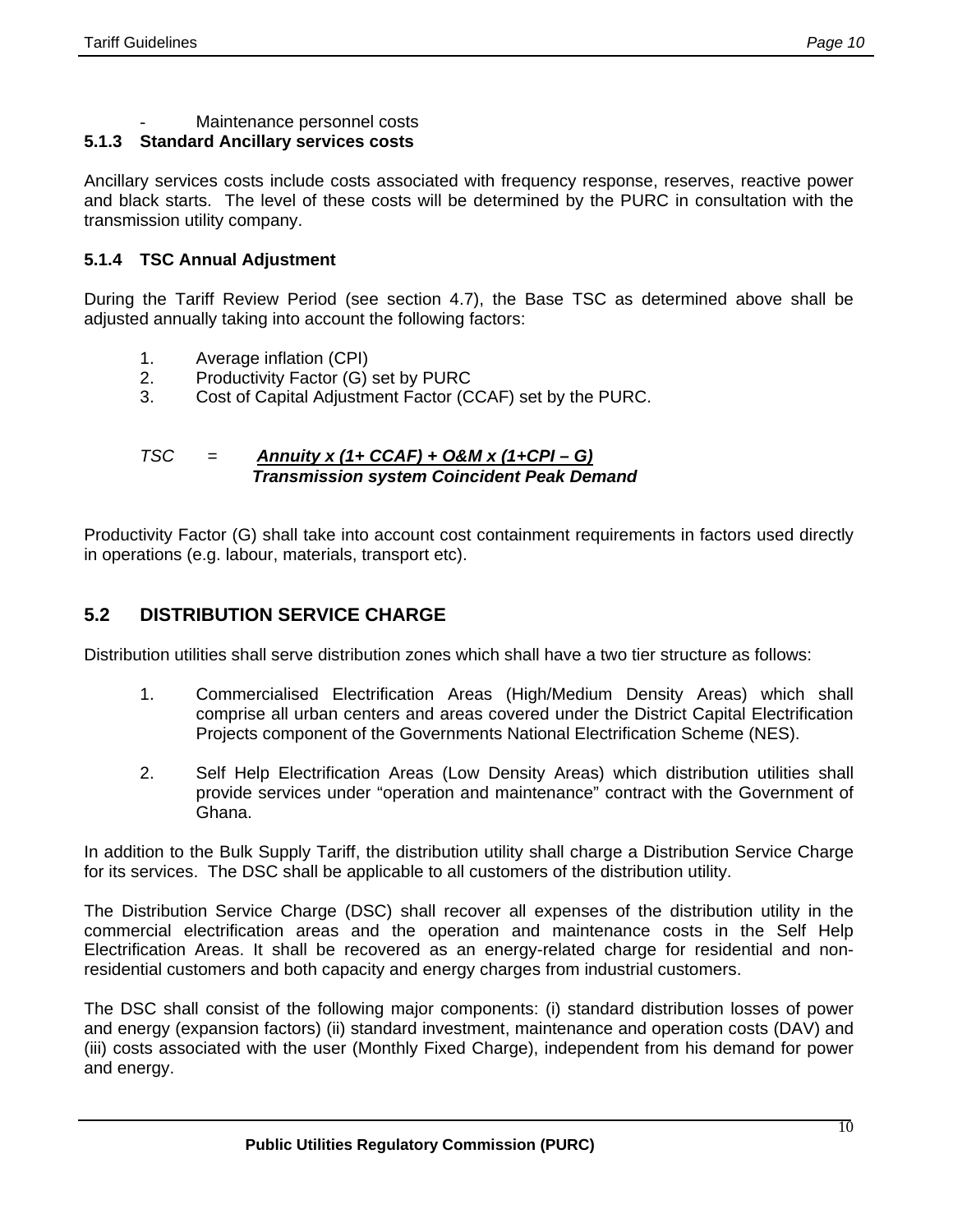- Maintenance personnel costs

### 5.1.3 Standard Ancillary services costs

Ancillary services costs include costs associated with frequency response, reserves, reactive power and black starts. The level of these costs will be determined by the PURC in consultation with the transmission utility company.

### 5.1.4 TSC Annual Adjustment

During the Tariff Review Period (see section 4.7), the Base TSC as determined above shall be adjusted annually taking into account the following factors:

1. Average inflation (CPI)
2. Productivity Factor (G) set by PURC
3. Cost of Capital Adjustment Factor (CCAF) set by the PURC.

$$TSC = \frac{Annuity \times (1 + CCAF) + O\&M \times (1 + CPI - G)}{\text{Transmission system Coincident Peak Demand}}$$

Productivity Factor (G) shall take into account cost containment requirements in factors used directly in operations (e.g. labour, materials, transport etc).

## 5.2 DISTRIBUTION SERVICE CHARGE

Distribution utilities shall serve distribution zones which shall have a two tier structure as follows:

1. Commercialised Electrification Areas (High/Medium Density Areas) which shall comprise all urban centers and areas covered under the District Capital Electrification Projects component of the Governments National Electrification Scheme (NES).

2. Self Help Electrification Areas (Low Density Areas) which distribution utilities shall provide services under "operation and maintenance" contract with the Government of Ghana.

In addition to the Bulk Supply Tariff, the distribution utility shall charge a Distribution Service Charge for its services. The DSC shall be applicable to all customers of the distribution utility.

The Distribution Service Charge (DSC) shall recover all expenses of the distribution utility in the commercial electrification areas and the operation and maintenance costs in the Self Help Electrification Areas. It shall be recovered as an energy-related charge for residential and non-residential customers and both capacity and energy charges from industrial customers.

The DSC shall consist of the following major components: (i) standard distribution losses of power and energy (expansion factors) (ii) standard investment, maintenance and operation costs (DAV) and (iii) costs associated with the user (Monthly Fixed Charge), independent from his demand for power and energy.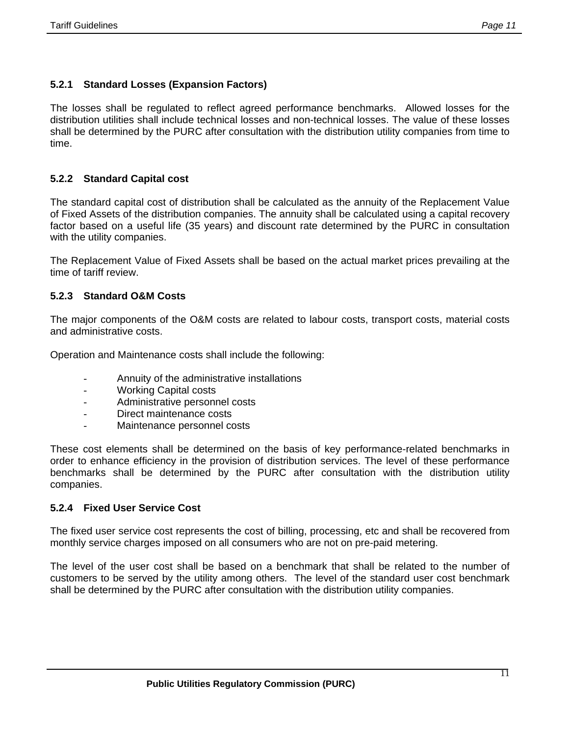### 5.2.1 Standard Losses (Expansion Factors)

The losses shall be regulated to reflect agreed performance benchmarks. Allowed losses for the distribution utilities shall include technical losses and non-technical losses. The value of these losses shall be determined by the PURC after consultation with the distribution utility companies from time to time.

### 5.2.2 Standard Capital cost

The standard capital cost of distribution shall be calculated as the annuity of the Replacement Value of Fixed Assets of the distribution companies. The annuity shall be calculated using a capital recovery factor based on a useful life (35 years) and discount rate determined by the PURC in consultation with the utility companies.

The Replacement Value of Fixed Assets shall be based on the actual market prices prevailing at the time of tariff review.

### 5.2.3 Standard O&M Costs

The major components of the O&M costs are related to labour costs, transport costs, material costs and administrative costs.

Operation and Maintenance costs shall include the following:

- Annuity of the administrative installations
- Working Capital costs
- Administrative personnel costs
- Direct maintenance costs
- Maintenance personnel costs

These cost elements shall be determined on the basis of key performance-related benchmarks in order to enhance efficiency in the provision of distribution services. The level of these performance benchmarks shall be determined by the PURC after consultation with the distribution utility companies.

### 5.2.4 Fixed User Service Cost

The fixed user service cost represents the cost of billing, processing, etc and shall be recovered from monthly service charges imposed on all consumers who are not on pre-paid metering.

The level of the user cost shall be based on a benchmark that shall be related to the number of customers to be served by the utility among others. The level of the standard user cost benchmark shall be determined by the PURC after consultation with the distribution utility companies.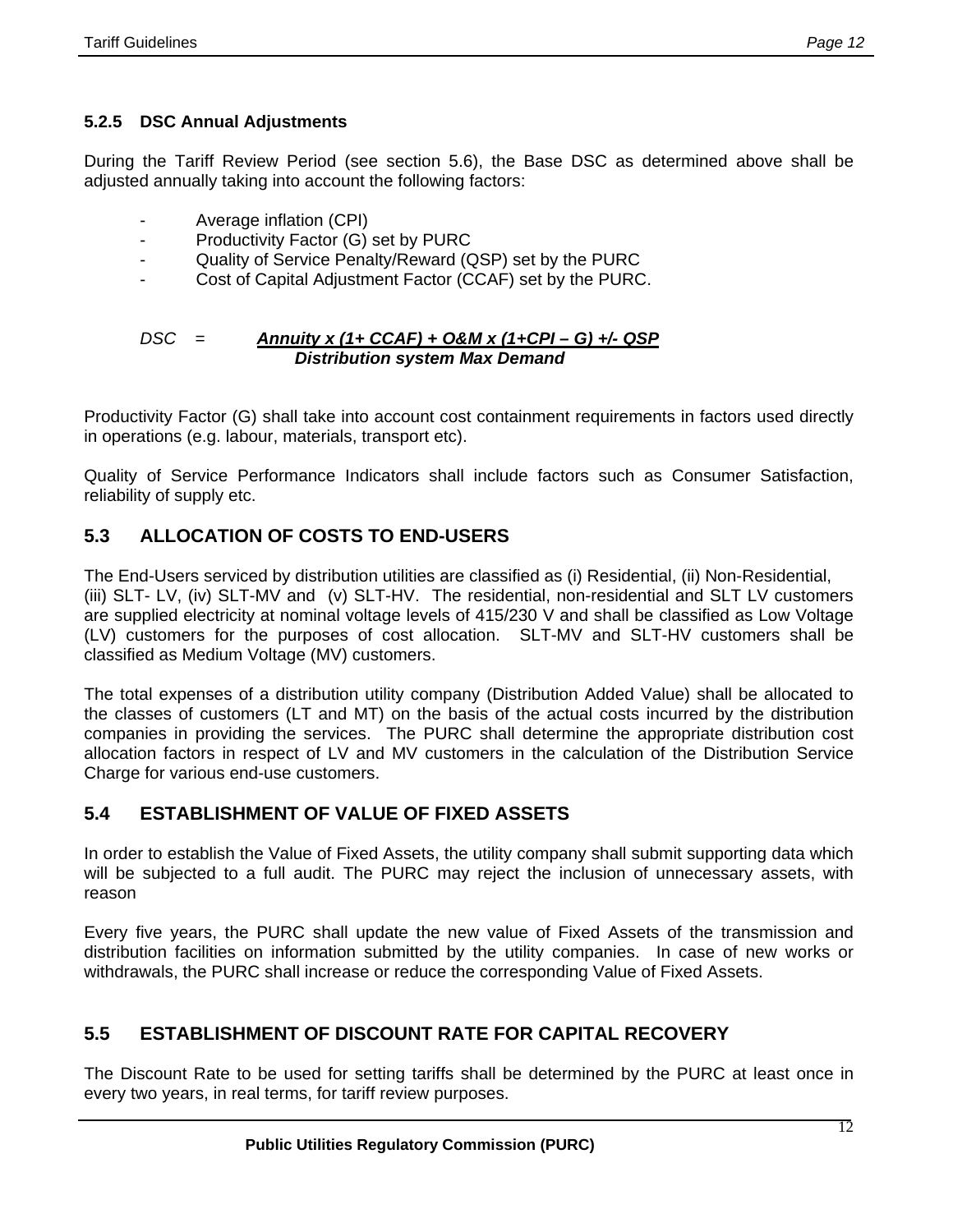#### 5.2.5 DSC Annual Adjustments

During the Tariff Review Period (see section 5.6), the Base DSC as determined above shall be adjusted annually taking into account the following factors:

- Average inflation (CPI)
- Productivity Factor (G) set by PURC
- Quality of Service Penalty/Reward (QSP) set by the PURC
- Cost of Capital Adjustment Factor (CCAF) set by the PURC.

$$DSC = \frac{Annuity \times (1 + CCAF) + O\&M \times (1 + CPI - G) \pm QSP}{\text{Distribution system Max Demand}}$$

Productivity Factor (G) shall take into account cost containment requirements in factors used directly in operations (e.g. labour, materials, transport etc).

Quality of Service Performance Indicators shall include factors such as Consumer Satisfaction, reliability of supply etc.

## 5.3 ALLOCATION OF COSTS TO END-USERS

The End-Users serviced by distribution utilities are classified as (i) Residential, (ii) Non-Residential, (iii) SLT- LV, (iv) SLT-MV and (v) SLT-HV. The residential, non-residential and SLT LV customers are supplied electricity at nominal voltage levels of 415/230 V and shall be classified as Low Voltage (LV) customers for the purposes of cost allocation. SLT-MV and SLT-HV customers shall be classified as Medium Voltage (MV) customers.

The total expenses of a distribution utility company (Distribution Added Value) shall be allocated to the classes of customers (LT and MT) on the basis of the actual costs incurred by the distribution companies in providing the services. The PURC shall determine the appropriate distribution cost allocation factors in respect of LV and MV customers in the calculation of the Distribution Service Charge for various end-use customers.

## 5.4 ESTABLISHMENT OF VALUE OF FIXED ASSETS

In order to establish the Value of Fixed Assets, the utility company shall submit supporting data which will be subjected to a full audit. The PURC may reject the inclusion of unnecessary assets, with reason

Every five years, the PURC shall update the new value of Fixed Assets of the transmission and distribution facilities on information submitted by the utility companies. In case of new works or withdrawals, the PURC shall increase or reduce the corresponding Value of Fixed Assets.

## 5.5 ESTABLISHMENT OF DISCOUNT RATE FOR CAPITAL RECOVERY

The Discount Rate to be used for setting tariffs shall be determined by the PURC at least once in every two years, in real terms, for tariff review purposes.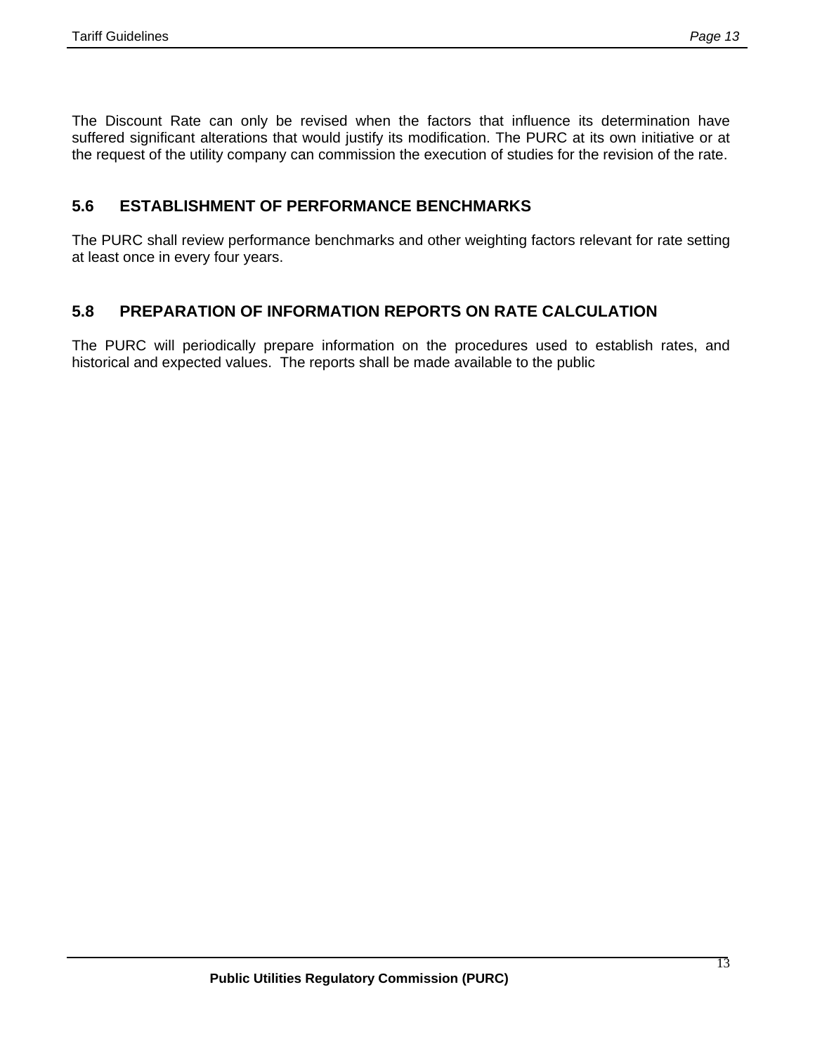The Discount Rate can only be revised when the factors that influence its determination have suffered significant alterations that would justify its modification. The PURC at its own initiative or at the request of the utility company can commission the execution of studies for the revision of the rate.

## 5.6 ESTABLISHMENT OF PERFORMANCE BENCHMARKS

The PURC shall review performance benchmarks and other weighting factors relevant for rate setting at least once in every four years.

## 5.8 PREPARATION OF INFORMATION REPORTS ON RATE CALCULATION

The PURC will periodically prepare information on the procedures used to establish rates, and historical and expected values. The reports shall be made available to the public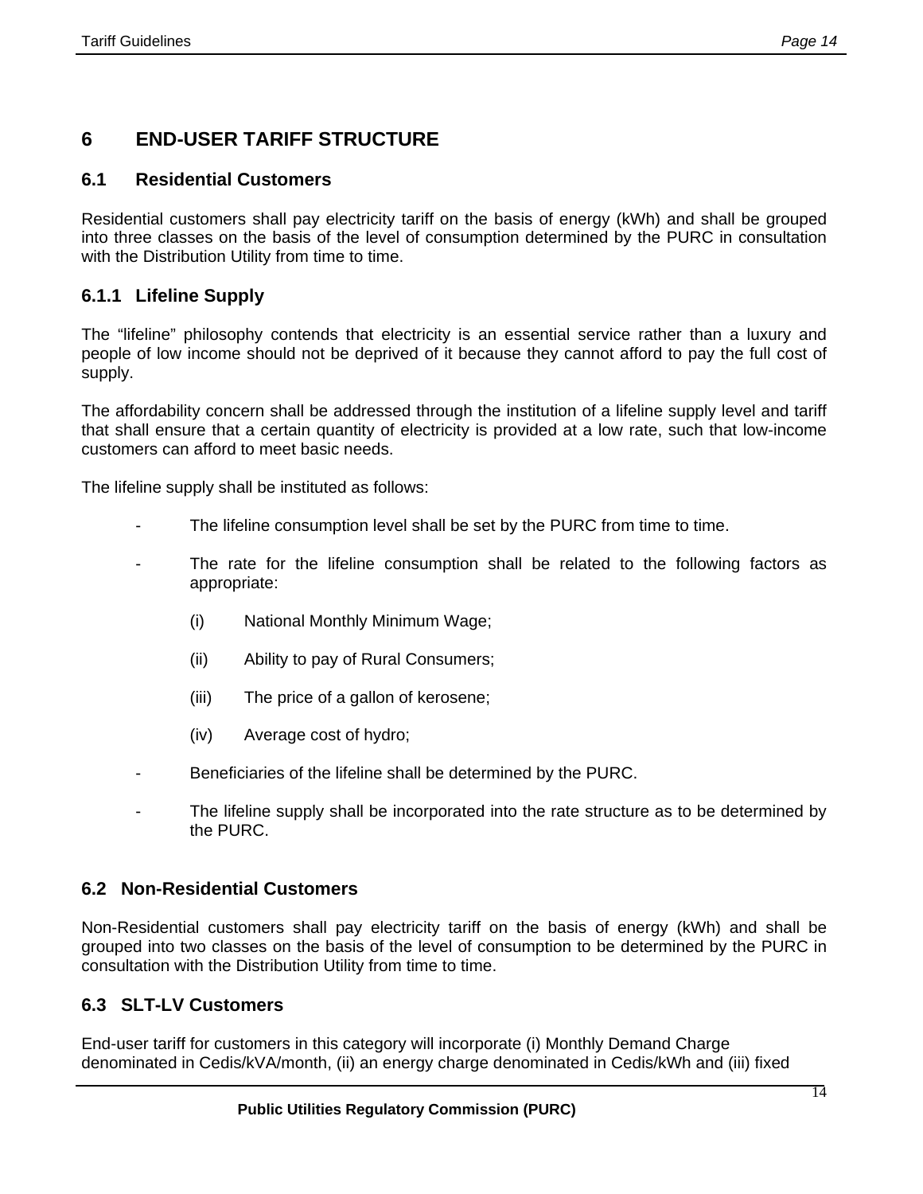# 6 END-USER TARIFF STRUCTURE

## 6.1 Residential Customers

Residential customers shall pay electricity tariff on the basis of energy (kWh) and shall be grouped into three classes on the basis of the level of consumption determined by the PURC in consultation with the Distribution Utility from time to time.

### 6.1.1 Lifeline Supply

The "lifeline" philosophy contends that electricity is an essential service rather than a luxury and people of low income should not be deprived of it because they cannot afford to pay the full cost of supply.

The affordability concern shall be addressed through the institution of a lifeline supply level and tariff that shall ensure that a certain quantity of electricity is provided at a low rate, such that low-income customers can afford to meet basic needs.

The lifeline supply shall be instituted as follows:

- The lifeline consumption level shall be set by the PURC from time to time.
- The rate for the lifeline consumption shall be related to the following factors as appropriate:
  - (i) National Monthly Minimum Wage;
  - (ii) Ability to pay of Rural Consumers;
  - (iii) The price of a gallon of kerosene;
  - (iv) Average cost of hydro;
- Beneficiaries of the lifeline shall be determined by the PURC.
- The lifeline supply shall be incorporated into the rate structure as to be determined by the PURC.

## 6.2 Non-Residential Customers

Non-Residential customers shall pay electricity tariff on the basis of energy (kWh) and shall be grouped into two classes on the basis of the level of consumption to be determined by the PURC in consultation with the Distribution Utility from time to time.

## 6.3 SLT-LV Customers

End-user tariff for customers in this category will incorporate (i) Monthly Demand Charge denominated in Cedis/kVA/month, (ii) an energy charge denominated in Cedis/kWh and (iii) fixed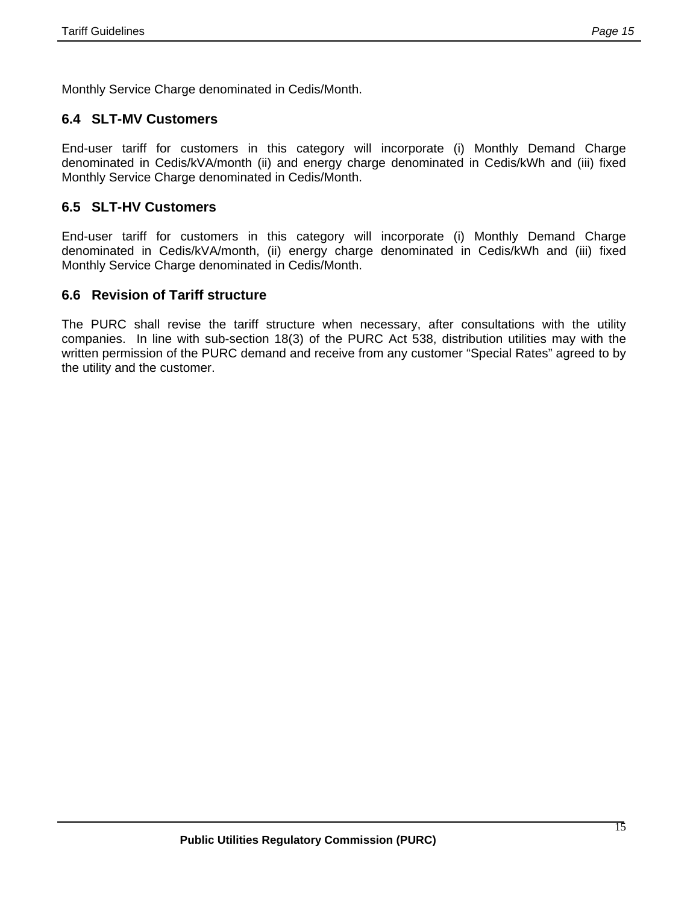Monthly Service Charge denominated in Cedis/Month.

## 6.4 SLT-MV Customers

End-user tariff for customers in this category will incorporate (i) Monthly Demand Charge denominated in Cedis/kVA/month (ii) and energy charge denominated in Cedis/kWh and (iii) fixed Monthly Service Charge denominated in Cedis/Month.

## 6.5 SLT-HV Customers

End-user tariff for customers in this category will incorporate (i) Monthly Demand Charge denominated in Cedis/kVA/month, (ii) energy charge denominated in Cedis/kWh and (iii) fixed Monthly Service Charge denominated in Cedis/Month.

## 6.6 Revision of Tariff structure

The PURC shall revise the tariff structure when necessary, after consultations with the utility companies. In line with sub-section 18(3) of the PURC Act 538, distribution utilities may with the written permission of the PURC demand and receive from any customer "Special Rates" agreed to by the utility and the customer.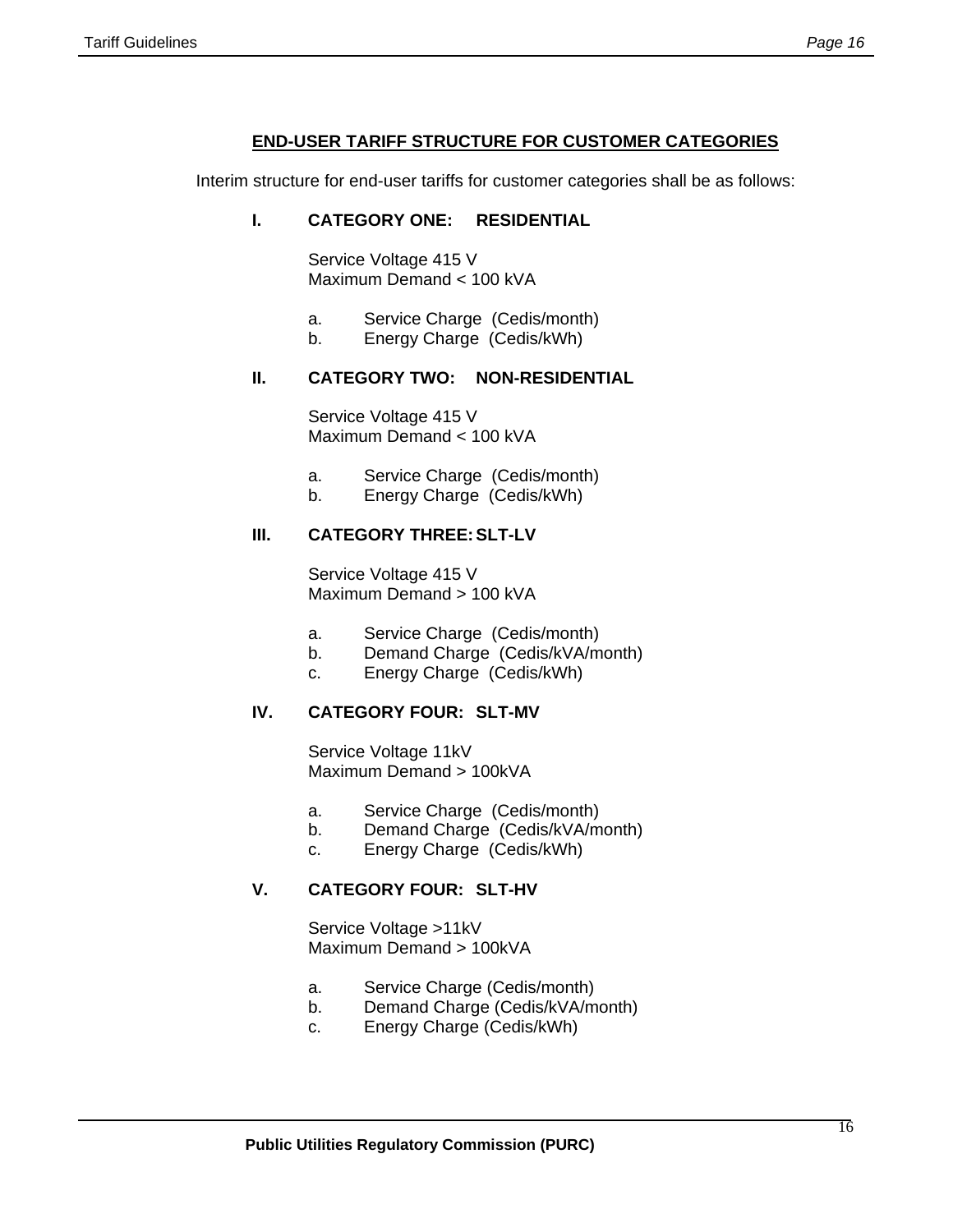## END-USER TARIFF STRUCTURE FOR CUSTOMER CATEGORIES

Interim structure for end-user tariffs for customer categories shall be as follows:

### I. CATEGORY ONE: RESIDENTIAL

Service Voltage 415 V
Maximum Demand < 100 kVA

a. Service Charge (Cedis/month)
b. Energy Charge (Cedis/kWh)

### II. CATEGORY TWO: NON-RESIDENTIAL

Service Voltage 415 V
Maximum Demand < 100 kVA

a. Service Charge (Cedis/month)
b. Energy Charge (Cedis/kWh)

### III. CATEGORY THREE: SLT-LV

Service Voltage 415 V
Maximum Demand > 100 kVA

a. Service Charge (Cedis/month)
b. Demand Charge (Cedis/kVA/month)
c. Energy Charge (Cedis/kWh)

### IV. CATEGORY FOUR: SLT-MV

Service Voltage 11kV
Maximum Demand > 100kVA

a. Service Charge (Cedis/month)
b. Demand Charge (Cedis/kVA/month)
c. Energy Charge (Cedis/kWh)

### V. CATEGORY FOUR: SLT-HV

Service Voltage >11kV
Maximum Demand > 100kVA

a. Service Charge (Cedis/month)
b. Demand Charge (Cedis/kVA/month)
c. Energy Charge (Cedis/kWh)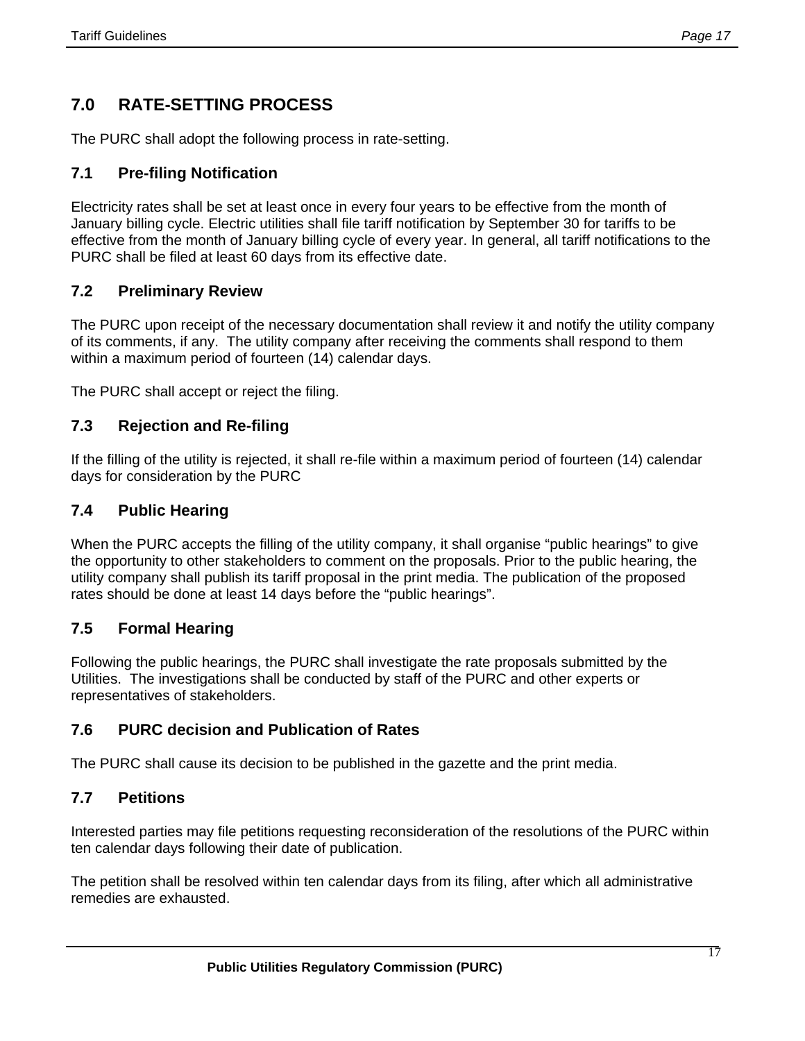## 7.0 RATE-SETTING PROCESS

The PURC shall adopt the following process in rate-setting.

### 7.1 Pre-filing Notification

Electricity rates shall be set at least once in every four years to be effective from the month of January billing cycle. Electric utilities shall file tariff notification by September 30 for tariffs to be effective from the month of January billing cycle of every year. In general, all tariff notifications to the PURC shall be filed at least 60 days from its effective date.

### 7.2 Preliminary Review

The PURC upon receipt of the necessary documentation shall review it and notify the utility company of its comments, if any. The utility company after receiving the comments shall respond to them within a maximum period of fourteen (14) calendar days.

The PURC shall accept or reject the filing.

### 7.3 Rejection and Re-filing

If the filling of the utility is rejected, it shall re-file within a maximum period of fourteen (14) calendar days for consideration by the PURC

### 7.4 Public Hearing

When the PURC accepts the filling of the utility company, it shall organise "public hearings" to give the opportunity to other stakeholders to comment on the proposals. Prior to the public hearing, the utility company shall publish its tariff proposal in the print media. The publication of the proposed rates should be done at least 14 days before the "public hearings".

### 7.5 Formal Hearing

Following the public hearings, the PURC shall investigate the rate proposals submitted by the Utilities. The investigations shall be conducted by staff of the PURC and other experts or representatives of stakeholders.

### 7.6 PURC decision and Publication of Rates

The PURC shall cause its decision to be published in the gazette and the print media.

### 7.7 Petitions

Interested parties may file petitions requesting reconsideration of the resolutions of the PURC within ten calendar days following their date of publication.

The petition shall be resolved within ten calendar days from its filing, after which all administrative remedies are exhausted.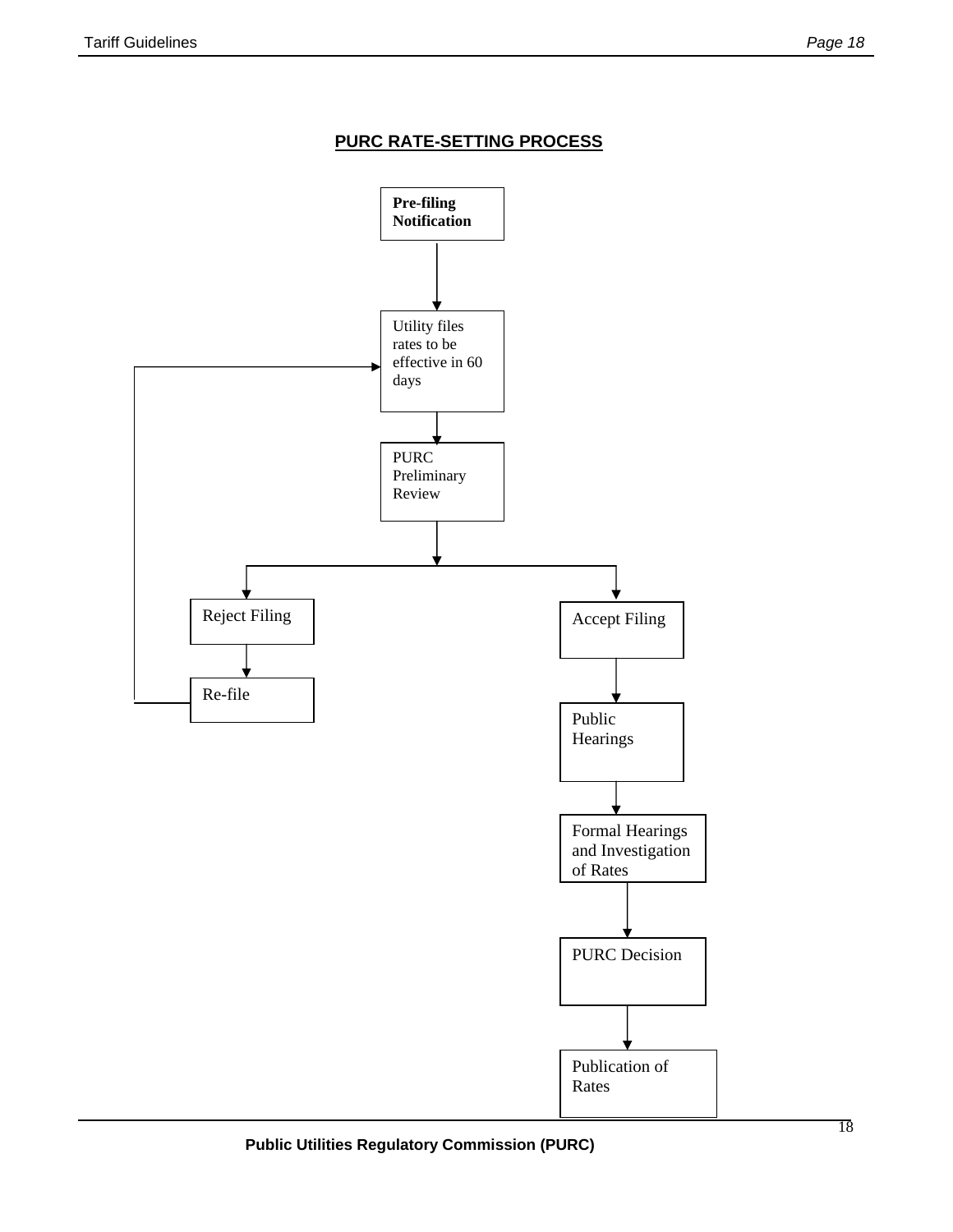## PURC RATE-SETTING PROCESS

**Pre-filing Notification**

Utility files rates to be effective in 60 days

PURC Preliminary Review

Reject Filing

Re-file

Accept Filing

Public Hearings

Formal Hearings and Investigation of Rates

PURC Decision

Publication of Rates